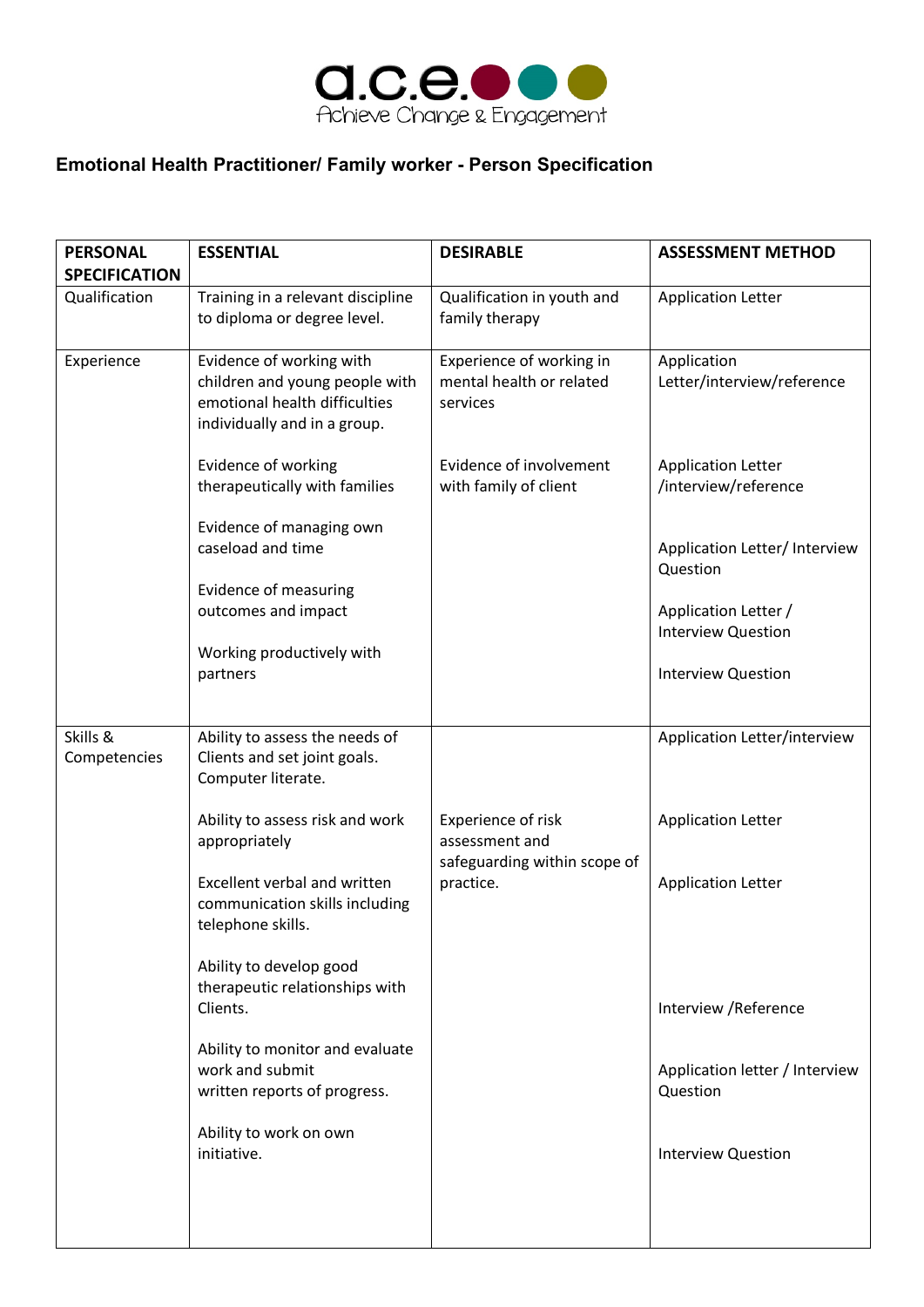a.c.e.
Achieve Change & Engagement

## Emotional Health Practitioner/ Family worker - Person Specification

| PERSONAL SPECIFICATION | ESSENTIAL | DESIRABLE | ASSESSMENT METHOD |
|---|---|---|---|
| Qualification | Training in a relevant discipline to diploma or degree level. | Qualification in youth and family therapy | Application Letter |
| Experience | Evidence of working with children and young people with emotional health difficulties individually and in a group. | Experience of working in mental health or related services | Application Letter/interview/reference |
| | Evidence of working therapeutically with families | Evidence of involvement with family of client | Application Letter /interview/reference |
| | Evidence of managing own caseload and time | | Application Letter/ Interview Question |
| | Evidence of measuring outcomes and impact | | Application Letter / Interview Question |
| | Working productively with partners | | Interview Question |
| Skills & Competencies | Ability to assess the needs of Clients and set joint goals. Computer literate. | | Application Letter/interview |
| | Ability to assess risk and work appropriately | Experience of risk assessment and safeguarding within scope of practice. | Application Letter |
| | Excellent verbal and written communication skills including telephone skills. | | Application Letter |
| | Ability to develop good therapeutic relationships with Clients. | | Interview /Reference |
| | Ability to monitor and evaluate work and submit written reports of progress. | | Application letter / Interview Question |
| | Ability to work on own initiative. | | Interview Question |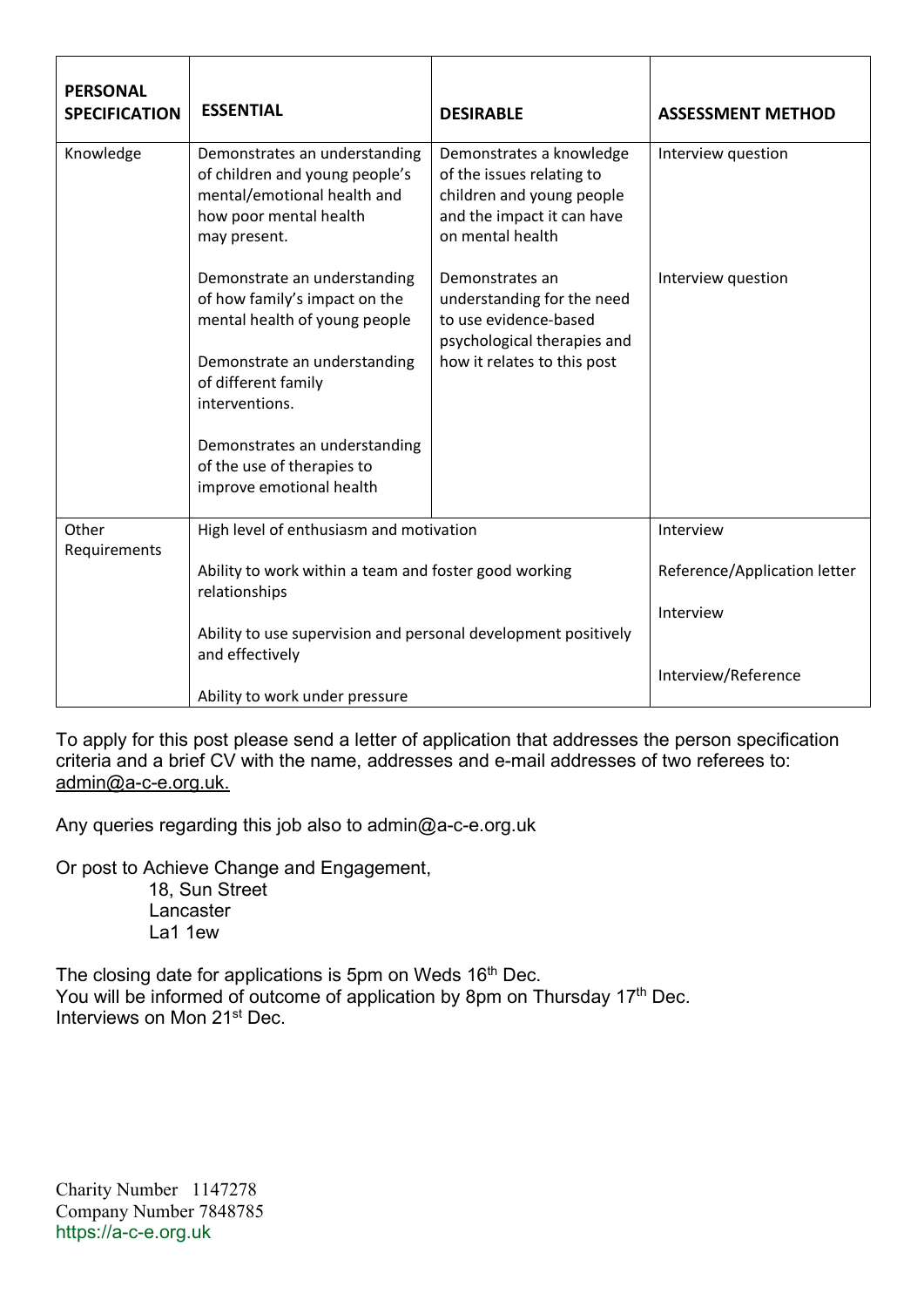| PERSONAL SPECIFICATION | ESSENTIAL | DESIRABLE | ASSESSMENT METHOD |
|---|---|---|---|
| Knowledge | Demonstrates an understanding of children and young people's mental/emotional health and how poor mental health may present. | Demonstrates a knowledge of the issues relating to children and young people and the impact it can have on mental health | Interview question |
| | Demonstrate an understanding of how family's impact on the mental health of young people<br><br>Demonstrate an understanding of different family interventions.<br><br>Demonstrates an understanding of the use of therapies to improve emotional health | Demonstrates an understanding for the need to use evidence-based psychological therapies and how it relates to this post | Interview question |
| Other Requirements | High level of enthusiasm and motivation | | Interview |
| | Ability to work within a team and foster good working relationships | | Reference/Application letter |
| | Ability to use supervision and personal development positively and effectively | | Interview |
| | Ability to work under pressure | | Interview/Reference |

To apply for this post please send a letter of application that addresses the person specification criteria and a brief CV with the name, addresses and e-mail addresses of two referees to: admin@a-c-e.org.uk.

Any queries regarding this job also to admin@a-c-e.org.uk

Or post to Achieve Change and Engagement,
18, Sun Street
Lancaster
La1 1ew

The closing date for applications is 5pm on Weds 16th Dec.
You will be informed of outcome of application by 8pm on Thursday 17th Dec.
Interviews on Mon 21st Dec.

Charity Number 1147278
Company Number 7848785
https://a-c-e.org.uk